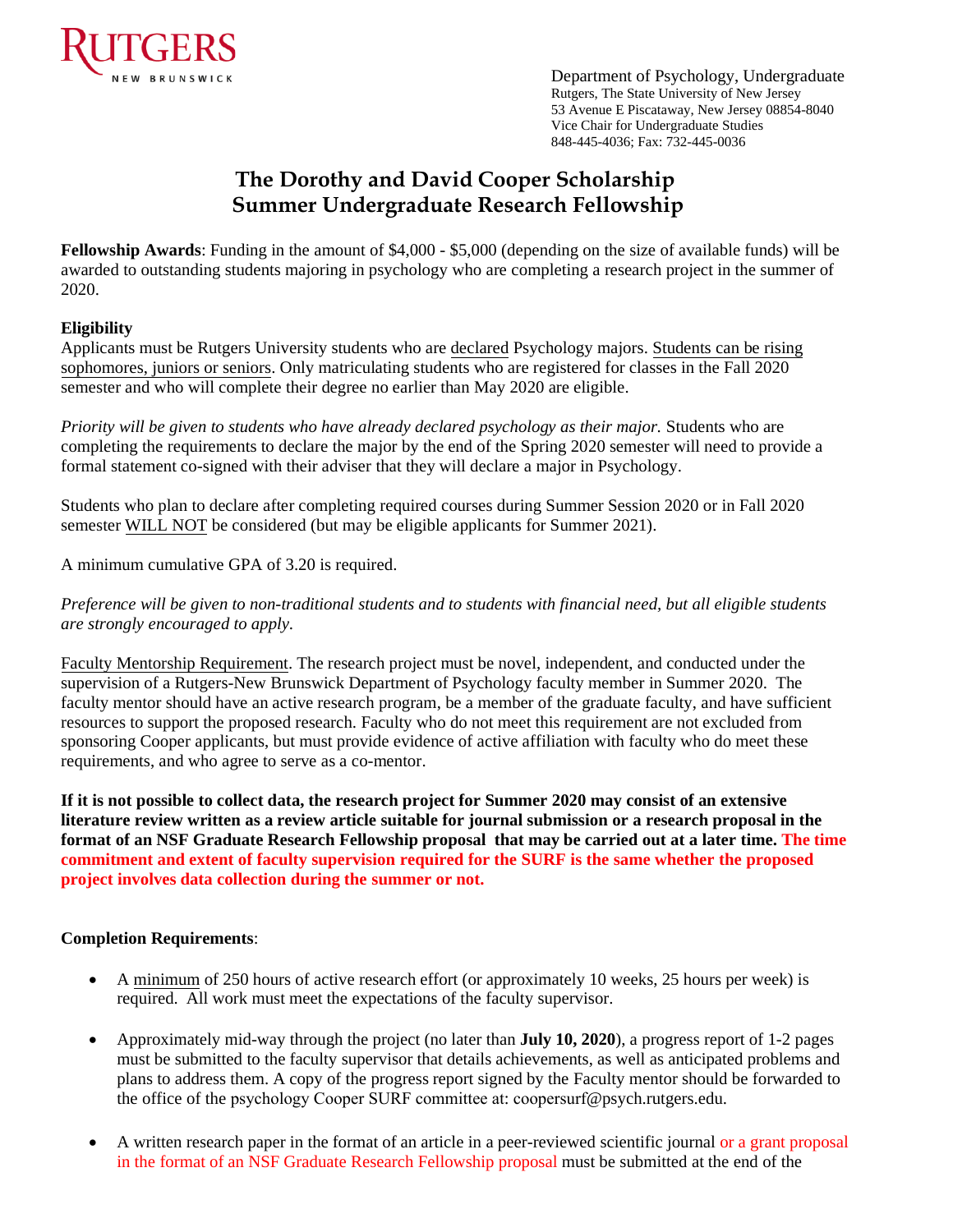RUTGERS
NEW BRUNSWICK

Department of Psychology, Undergraduate
Rutgers, The State University of New Jersey
53 Avenue E Piscataway, New Jersey 08854-8040
Vice Chair for Undergraduate Studies
848-445-4036; Fax: 732-445-0036

# The Dorothy and David Cooper Scholarship
# Summer Undergraduate Research Fellowship

**Fellowship Awards**: Funding in the amount of $4,000 - $5,000 (depending on the size of available funds) will be awarded to outstanding students majoring in psychology who are completing a research project in the summer of 2020.

**Eligibility**
Applicants must be Rutgers University students who are declared Psychology majors. Students can be rising sophomores, juniors or seniors. Only matriculating students who are registered for classes in the Fall 2020 semester and who will complete their degree no earlier than May 2020 are eligible.

*Priority will be given to students who have already declared psychology as their major.* Students who are completing the requirements to declare the major by the end of the Spring 2020 semester will need to provide a formal statement co-signed with their adviser that they will declare a major in Psychology.

Students who plan to declare after completing required courses during Summer Session 2020 or in Fall 2020 semester WILL NOT be considered (but may be eligible applicants for Summer 2021).

A minimum cumulative GPA of 3.20 is required.

*Preference will be given to non-traditional students and to students with financial need, but all eligible students are strongly encouraged to apply.*

Faculty Mentorship Requirement. The research project must be novel, independent, and conducted under the supervision of a Rutgers-New Brunswick Department of Psychology faculty member in Summer 2020. The faculty mentor should have an active research program, be a member of the graduate faculty, and have sufficient resources to support the proposed research. Faculty who do not meet this requirement are not excluded from sponsoring Cooper applicants, but must provide evidence of active affiliation with faculty who do meet these requirements, and who agree to serve as a co-mentor.

**If it is not possible to collect data, the research project for Summer 2020 may consist of an extensive literature review written as a review article suitable for journal submission or a research proposal in the format of an NSF Graduate Research Fellowship proposal that may be carried out at a later time. The time commitment and extent of faculty supervision required for the SURF is the same whether the proposed project involves data collection during the summer or not.**

**Completion Requirements**:

- A minimum of 250 hours of active research effort (or approximately 10 weeks, 25 hours per week) is required. All work must meet the expectations of the faculty supervisor.

- Approximately mid-way through the project (no later than **July 10, 2020**), a progress report of 1-2 pages must be submitted to the faculty supervisor that details achievements, as well as anticipated problems and plans to address them. A copy of the progress report signed by the Faculty mentor should be forwarded to the office of the psychology Cooper SURF committee at: coopersurf@psych.rutgers.edu.

- A written research paper in the format of an article in a peer-reviewed scientific journal or a grant proposal in the format of an NSF Graduate Research Fellowship proposal must be submitted at the end of the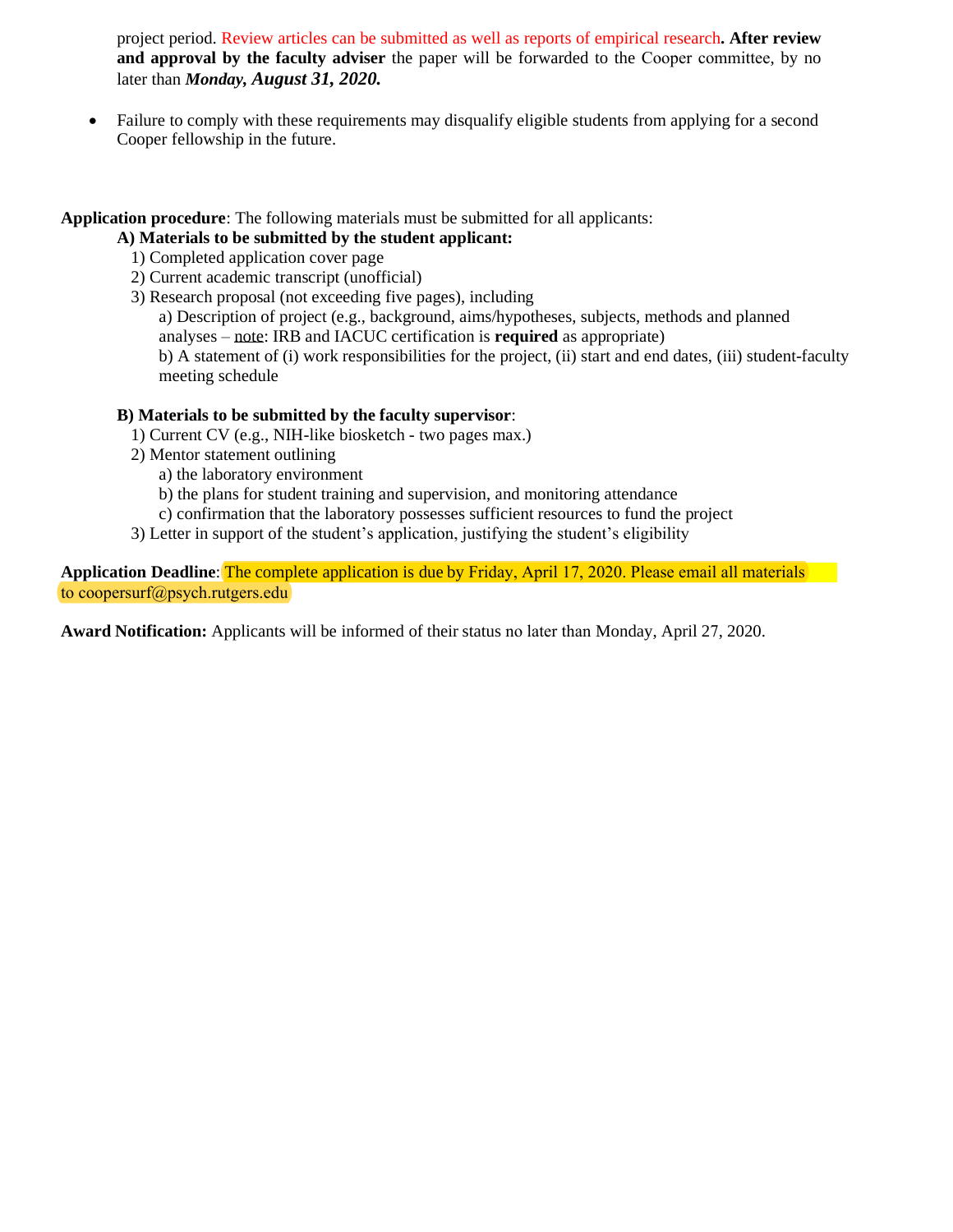project period. Review articles can be submitted as well as reports of empirical research**. After review and approval by the faculty adviser** the paper will be forwarded to the Cooper committee, by no later than ***Monday, August 31, 2020.***

- Failure to comply with these requirements may disqualify eligible students from applying for a second Cooper fellowship in the future.

**Application procedure**: The following materials must be submitted for all applicants:

**A) Materials to be submitted by the student applicant:**

1) Completed application cover page
2) Current academic transcript (unofficial)
3) Research proposal (not exceeding five pages), including
   a) Description of project (e.g., background, aims/hypotheses, subjects, methods and planned analyses – note: IRB and IACUC certification is **required** as appropriate)
   b) A statement of (i) work responsibilities for the project, (ii) start and end dates, (iii) student-faculty meeting schedule

**B) Materials to be submitted by the faculty supervisor**:

1) Current CV (e.g., NIH-like biosketch - two pages max.)
2) Mentor statement outlining
   a) the laboratory environment
   b) the plans for student training and supervision, and monitoring attendance
   c) confirmation that the laboratory possesses sufficient resources to fund the project
3) Letter in support of the student's application, justifying the student's eligibility

**Application Deadline**: The complete application is due by Friday, April 17, 2020. Please email all materials to coopersurf@psych.rutgers.edu

**Award Notification:** Applicants will be informed of their status no later than Monday, April 27, 2020.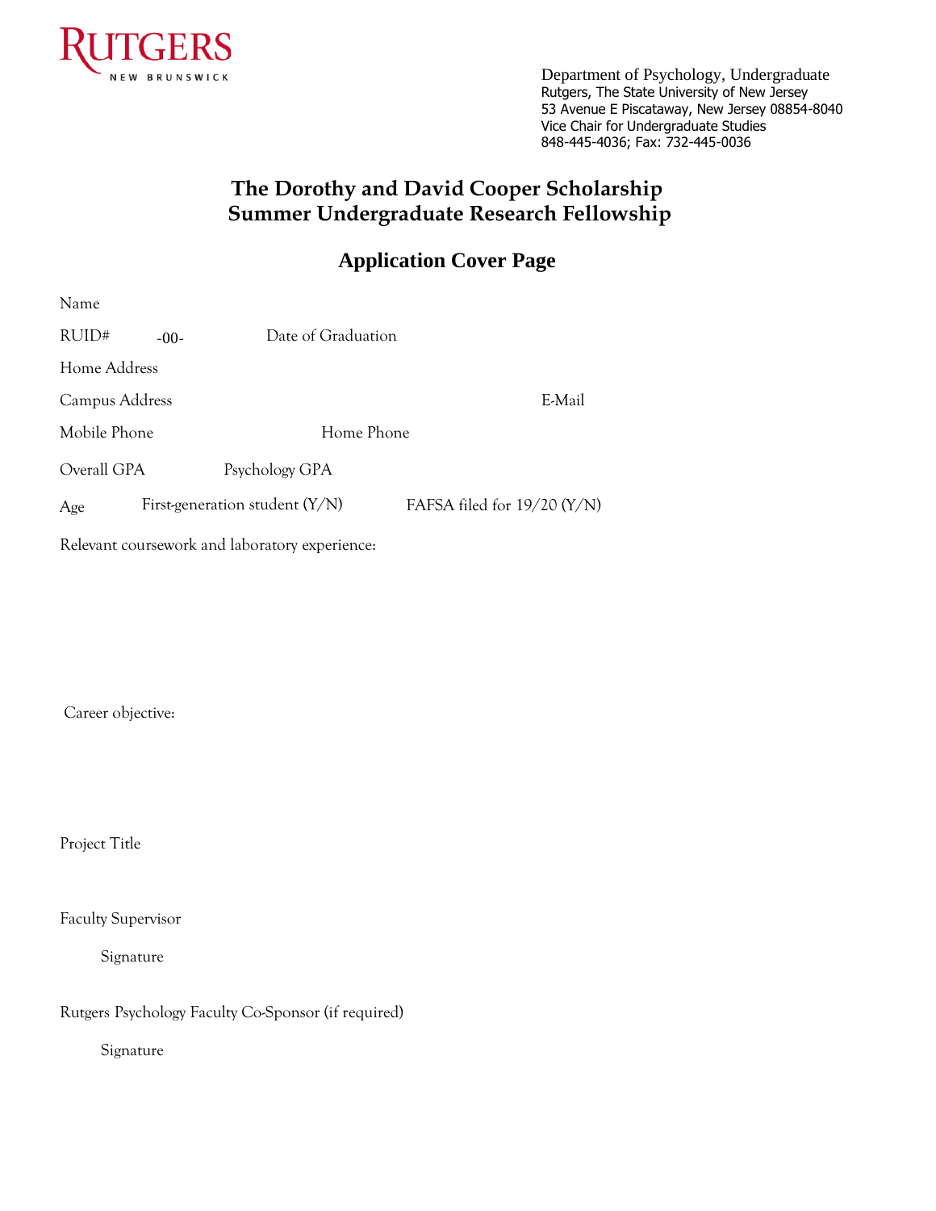RUTGERS
NEW BRUNSWICK

Department of Psychology, Undergraduate
Rutgers, The State University of New Jersey
53 Avenue E Piscataway, New Jersey 08854-8040
Vice Chair for Undergraduate Studies
848-445-4036; Fax: 732-445-0036

# The Dorothy and David Cooper Scholarship
# Summer Undergraduate Research Fellowship

## Application Cover Page

Name

RUID# -00- Date of Graduation

Home Address

Campus Address E-Mail

Mobile Phone Home Phone

Overall GPA Psychology GPA

Age First-generation student (Y/N) FAFSA filed for 19/20 (Y/N)

Relevant coursework and laboratory experience:

Career objective:

Project Title

Faculty Supervisor

Signature

Rutgers Psychology Faculty Co-Sponsor (if required)

Signature